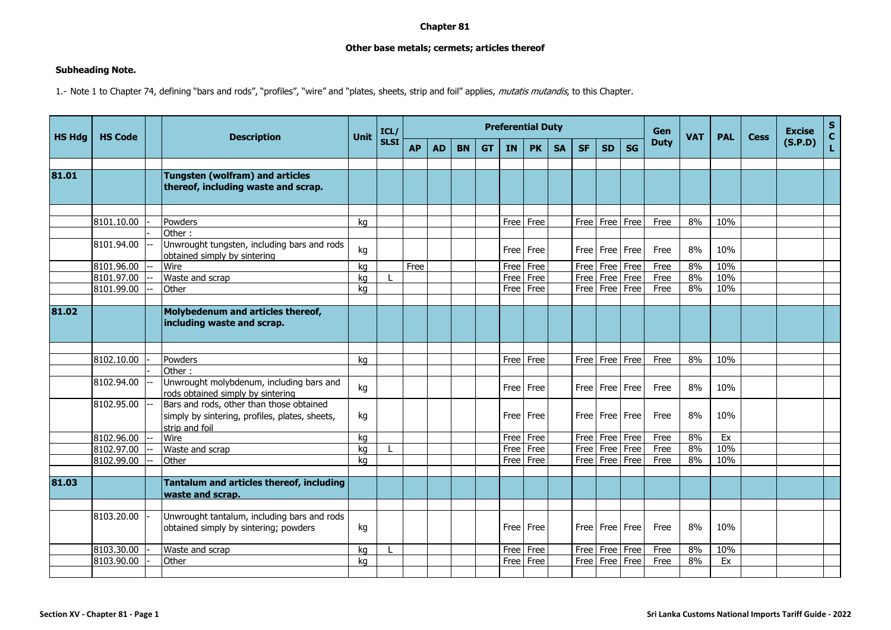# Chapter 81

## Other base metals; cermets; articles thereof

**Subheading Note.**

1.- Note 1 to Chapter 74, defining "bars and rods", "profiles", "wire" and "plates, sheets, strip and foil" applies, *mutatis mutandis*, to this Chapter.

| HS Hdg | HS Code | | Description | Unit | ICL/ SLSI | Preferential Duty | | | | | | | | | | Gen Duty | VAT | PAL | Cess | Excise (S.P.D) | SCL |
|---|---|---|---|---|---|---|---|---|---|---|---|---|---|---|---|---|---|---|---|---|---|
| | | | | | | AP | AD | BN | GT | IN | PK | SA | SF | SD | SG | | | | | | |
| **81.01** | | | **Tungsten (wolfram) and articles thereof, including waste and scrap.** | | | | | | | | | | | | | | | | | | |
| | 8101.10.00 | - | Powders | kg | | | | | | Free | Free | | Free | Free | Free | Free | 8% | 10% | | | |
| | | - | Other : | | | | | | | | | | | | | | | | | | |
| | 8101.94.00 | -- | Unwrought tungsten, including bars and rods obtained simply by sintering | kg | | | | | | Free | Free | | Free | Free | Free | Free | 8% | 10% | | | |
| | 8101.96.00 | -- | Wire | kg | | Free | | | | Free | Free | | Free | Free | Free | Free | 8% | 10% | | | |
| | 8101.97.00 | -- | Waste and scrap | kg | L | | | | | Free | Free | | Free | Free | Free | Free | 8% | 10% | | | |
| | 8101.99.00 | -- | Other | kg | | | | | | Free | Free | | Free | Free | Free | Free | 8% | 10% | | | |
| **81.02** | | | **Molybedenum and articles thereof, including waste and scrap.** | | | | | | | | | | | | | | | | | | |
| | 8102.10.00 | - | Powders | kg | | | | | | Free | Free | | Free | Free | Free | Free | 8% | 10% | | | |
| | | - | Other : | | | | | | | | | | | | | | | | | | |
| | 8102.94.00 | -- | Unwrought molybdenum, including bars and rods obtained simply by sintering | kg | | | | | | Free | Free | | Free | Free | Free | Free | 8% | 10% | | | |
| | 8102.95.00 | -- | Bars and rods, other than those obtained simply by sintering, profiles, plates, sheets, strip and foil | kg | | | | | | Free | Free | | Free | Free | Free | Free | 8% | 10% | | | |
| | 8102.96.00 | -- | Wire | kg | | | | | | Free | Free | | Free | Free | Free | Free | 8% | Ex | | | |
| | 8102.97.00 | -- | Waste and scrap | kg | L | | | | | Free | Free | | Free | Free | Free | Free | 8% | 10% | | | |
| | 8102.99.00 | -- | Other | kg | | | | | | Free | Free | | Free | Free | Free | Free | 8% | 10% | | | |
| **81.03** | | | **Tantalum and articles thereof, including waste and scrap.** | | | | | | | | | | | | | | | | | | |
| | 8103.20.00 | - | Unwrought tantalum, including bars and rods obtained simply by sintering; powders | kg | | | | | | Free | Free | | Free | Free | Free | Free | 8% | 10% | | | |
| | 8103.30.00 | - | Waste and scrap | kg | L | | | | | Free | Free | | Free | Free | Free | Free | 8% | 10% | | | |
| | 8103.90.00 | - | Other | kg | | | | | | Free | Free | | Free | Free | Free | Free | 8% | Ex | | | |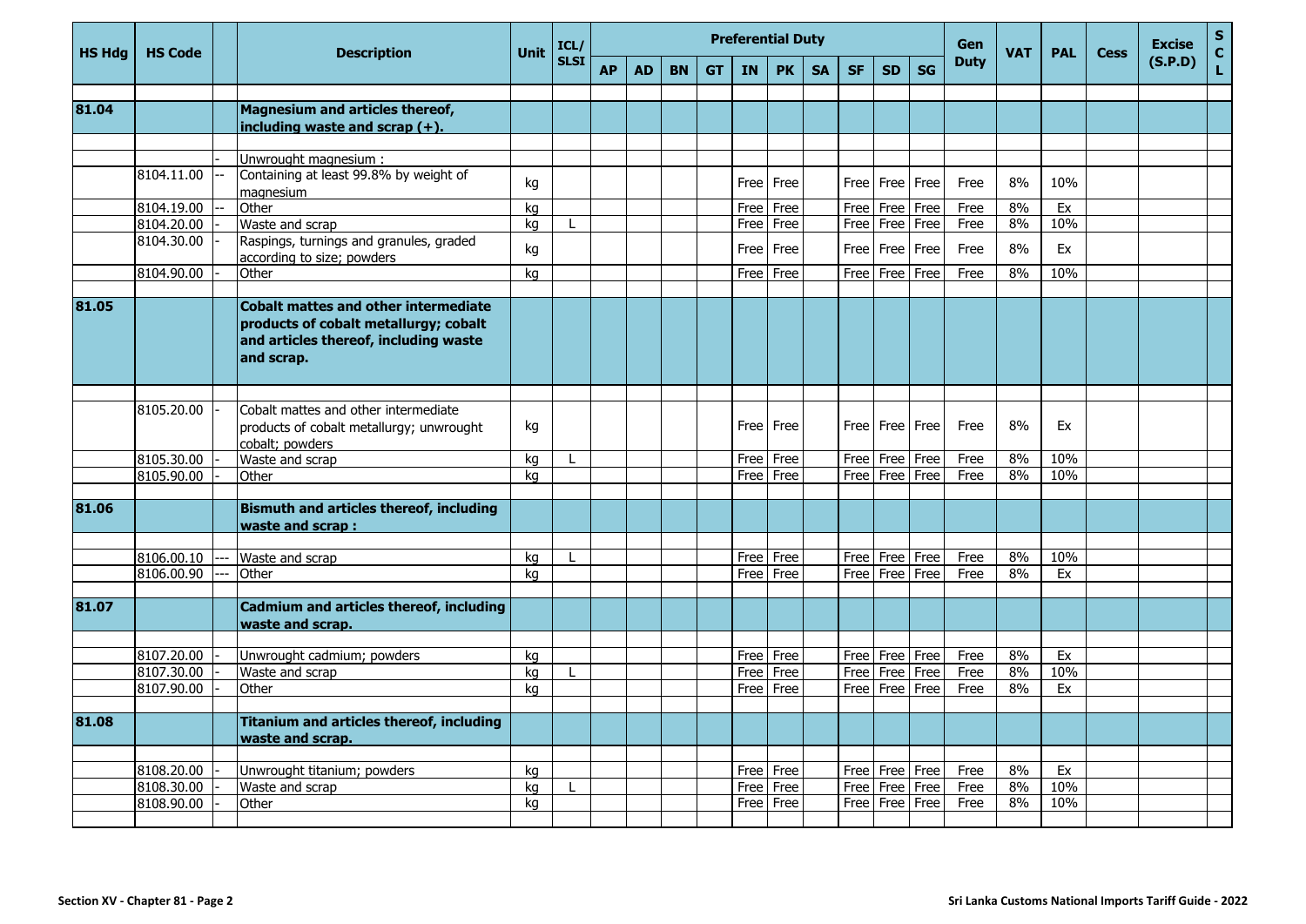| HS Hdg | HS Code | | Description | Unit | ICL/ SLSI | Preferential Duty | | | | | | | | | | Gen Duty | VAT | PAL | Cess | Excise (S.P.D) | S C L |
|---|---|---|---|---|---|---|---|---|---|---|---|---|---|---|---|---|---|---|---|---|---|
| | | | | | | AP | AD | BN | GT | IN | PK | SA | SF | SD | SG | | | | | | |
| **81.04** | | | **Magnesium and articles thereof, including waste and scrap (+).** | | | | | | | | | | | | | | | | | | |
| | | - | Unwrought magnesium : | | | | | | | | | | | | | | | | | | |
| | 8104.11.00 | -- | Containing at least 99.8% by weight of magnesium | kg | | | | | | Free | Free | | Free | Free | Free | Free | 8% | 10% | | | |
| | 8104.19.00 | -- | Other | kg | | | | | | Free | Free | | Free | Free | Free | Free | 8% | Ex | | | |
| | 8104.20.00 | - | Waste and scrap | kg | L | | | | | Free | Free | | Free | Free | Free | Free | 8% | 10% | | | |
| | 8104.30.00 | - | Raspings, turnings and granules, graded according to size; powders | kg | | | | | | Free | Free | | Free | Free | Free | Free | 8% | Ex | | | |
| | 8104.90.00 | - | Other | kg | | | | | | Free | Free | | Free | Free | Free | Free | 8% | 10% | | | |
| **81.05** | | | **Cobalt mattes and other intermediate products of cobalt metallurgy; cobalt and articles thereof, including waste and scrap.** | | | | | | | | | | | | | | | | | | |
| | 8105.20.00 | - | Cobalt mattes and other intermediate products of cobalt metallurgy; unwrought cobalt; powders | kg | | | | | | Free | Free | | Free | Free | Free | Free | 8% | Ex | | | |
| | 8105.30.00 | - | Waste and scrap | kg | L | | | | | Free | Free | | Free | Free | Free | Free | 8% | 10% | | | |
| | 8105.90.00 | - | Other | kg | | | | | | Free | Free | | Free | Free | Free | Free | 8% | 10% | | | |
| **81.06** | | | **Bismuth and articles thereof, including waste and scrap :** | | | | | | | | | | | | | | | | | | |
| | 8106.00.10 | --- | Waste and scrap | kg | L | | | | | Free | Free | | Free | Free | Free | Free | 8% | 10% | | | |
| | 8106.00.90 | --- | Other | kg | | | | | | Free | Free | | Free | Free | Free | Free | 8% | Ex | | | |
| **81.07** | | | **Cadmium and articles thereof, including waste and scrap.** | | | | | | | | | | | | | | | | | | |
| | 8107.20.00 | - | Unwrought cadmium; powders | kg | | | | | | Free | Free | | Free | Free | Free | Free | 8% | Ex | | | |
| | 8107.30.00 | - | Waste and scrap | kg | L | | | | | Free | Free | | Free | Free | Free | Free | 8% | 10% | | | |
| | 8107.90.00 | - | Other | kg | | | | | | Free | Free | | Free | Free | Free | Free | 8% | Ex | | | |
| **81.08** | | | **Titanium and articles thereof, including waste and scrap.** | | | | | | | | | | | | | | | | | | |
| | 8108.20.00 | - | Unwrought titanium; powders | kg | | | | | | Free | Free | | Free | Free | Free | Free | 8% | Ex | | | |
| | 8108.30.00 | - | Waste and scrap | kg | L | | | | | Free | Free | | Free | Free | Free | Free | 8% | 10% | | | |
| | 8108.90.00 | - | Other | kg | | | | | | Free | Free | | Free | Free | Free | Free | 8% | 10% | | | |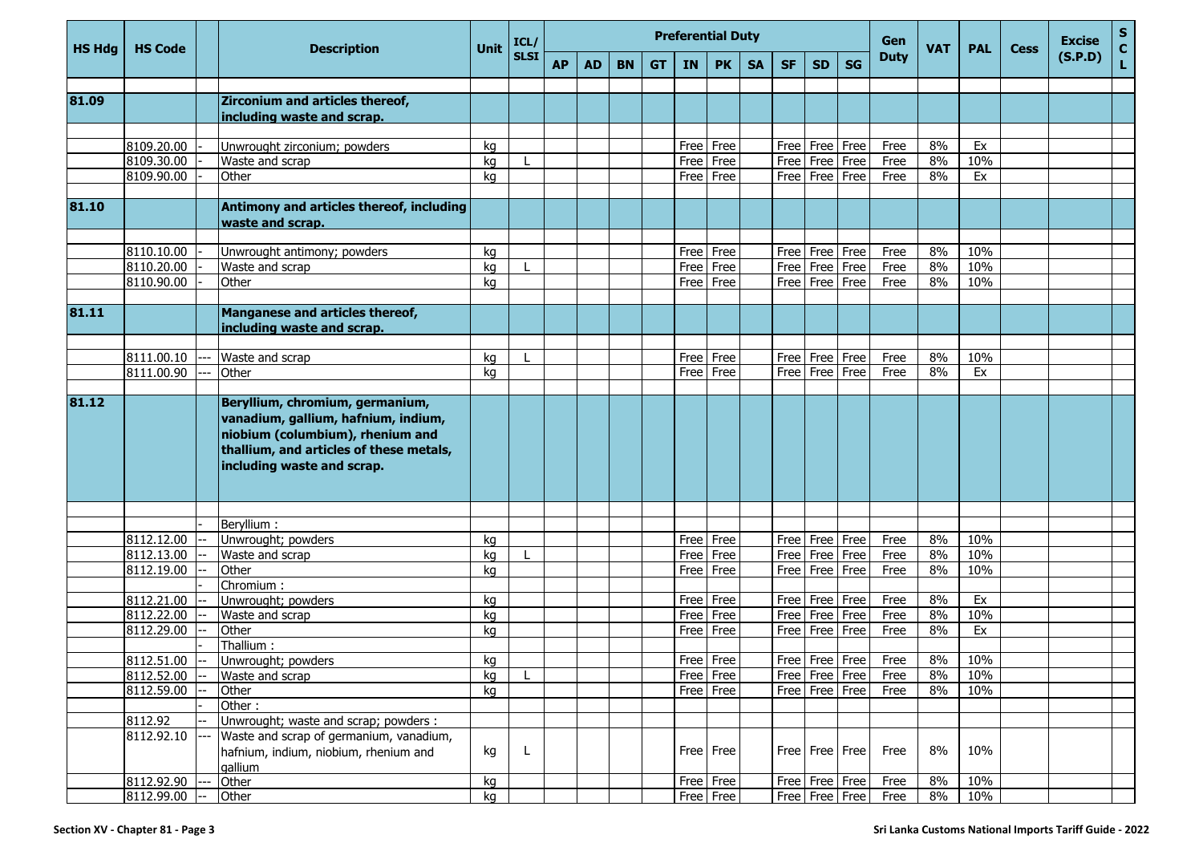| HS Hdg | HS Code | | Description | Unit | ICL/ SLSI | Preferential Duty | | | | | | | | | | Gen Duty | VAT | PAL | Cess | Excise (S.P.D) | S C L |
|---|---|---|---|---|---|---|---|---|---|---|---|---|---|---|---|---|---|---|---|---|---|
| | | | | | | AP | AD | BN | GT | IN | PK | SA | SF | SD | SG | | | | | | |
| **81.09** | | | **Zirconium and articles thereof, including waste and scrap.** | | | | | | | | | | | | | | | | | | |
| | 8109.20.00 | - | Unwrought zirconium; powders | kg | | | | | | Free | Free | | Free | Free | Free | Free | 8% | Ex | | | |
| | 8109.30.00 | - | Waste and scrap | kg | L | | | | | Free | Free | | Free | Free | Free | Free | 8% | 10% | | | |
| | 8109.90.00 | - | Other | kg | | | | | | Free | Free | | Free | Free | Free | Free | 8% | Ex | | | |
| **81.10** | | | **Antimony and articles thereof, including waste and scrap.** | | | | | | | | | | | | | | | | | | |
| | 8110.10.00 | - | Unwrought antimony; powders | kg | | | | | | Free | Free | | Free | Free | Free | Free | 8% | 10% | | | |
| | 8110.20.00 | - | Waste and scrap | kg | L | | | | | Free | Free | | Free | Free | Free | Free | 8% | 10% | | | |
| | 8110.90.00 | - | Other | kg | | | | | | Free | Free | | Free | Free | Free | Free | 8% | 10% | | | |
| **81.11** | | | **Manganese and articles thereof, including waste and scrap.** | | | | | | | | | | | | | | | | | | |
| | 8111.00.10 | --- | Waste and scrap | kg | L | | | | | Free | Free | | Free | Free | Free | Free | 8% | 10% | | | |
| | 8111.00.90 | --- | Other | kg | | | | | | Free | Free | | Free | Free | Free | Free | 8% | Ex | | | |
| **81.12** | | | **Beryllium, chromium, germanium, vanadium, gallium, hafnium, indium, niobium (columbium), rhenium and thallium, and articles of these metals, including waste and scrap.** | | | | | | | | | | | | | | | | | | |
| | | - | Beryllium : | | | | | | | | | | | | | | | | | | |
| | 8112.12.00 | -- | Unwrought; powders | kg | | | | | | Free | Free | | Free | Free | Free | Free | 8% | 10% | | | |
| | 8112.13.00 | -- | Waste and scrap | kg | L | | | | | Free | Free | | Free | Free | Free | Free | 8% | 10% | | | |
| | 8112.19.00 | -- | Other | kg | | | | | | Free | Free | | Free | Free | Free | Free | 8% | 10% | | | |
| | | - | Chromium : | | | | | | | | | | | | | | | | | | |
| | 8112.21.00 | -- | Unwrought; powders | kg | | | | | | Free | Free | | Free | Free | Free | Free | 8% | Ex | | | |
| | 8112.22.00 | -- | Waste and scrap | kg | | | | | | Free | Free | | Free | Free | Free | Free | 8% | 10% | | | |
| | 8112.29.00 | -- | Other | kg | | | | | | Free | Free | | Free | Free | Free | Free | 8% | Ex | | | |
| | | - | Thallium : | | | | | | | | | | | | | | | | | | |
| | 8112.51.00 | -- | Unwrought; powders | kg | | | | | | Free | Free | | Free | Free | Free | Free | 8% | 10% | | | |
| | 8112.52.00 | -- | Waste and scrap | kg | L | | | | | Free | Free | | Free | Free | Free | Free | 8% | 10% | | | |
| | 8112.59.00 | -- | Other | kg | | | | | | Free | Free | | Free | Free | Free | Free | 8% | 10% | | | |
| | | - | Other : | | | | | | | | | | | | | | | | | | |
| | 8112.92 | -- | Unwrought; waste and scrap; powders : | | | | | | | | | | | | | | | | | | |
| | 8112.92.10 | --- | Waste and scrap of germanium, vanadium, hafnium, indium, niobium, rhenium and gallium | kg | L | | | | | Free | Free | | Free | Free | Free | Free | 8% | 10% | | | |
| | 8112.92.90 | --- | Other | kg | | | | | | Free | Free | | Free | Free | Free | Free | 8% | 10% | | | |
| | 8112.99.00 | -- | Other | kg | | | | | | Free | Free | | Free | Free | Free | Free | 8% | 10% | | | |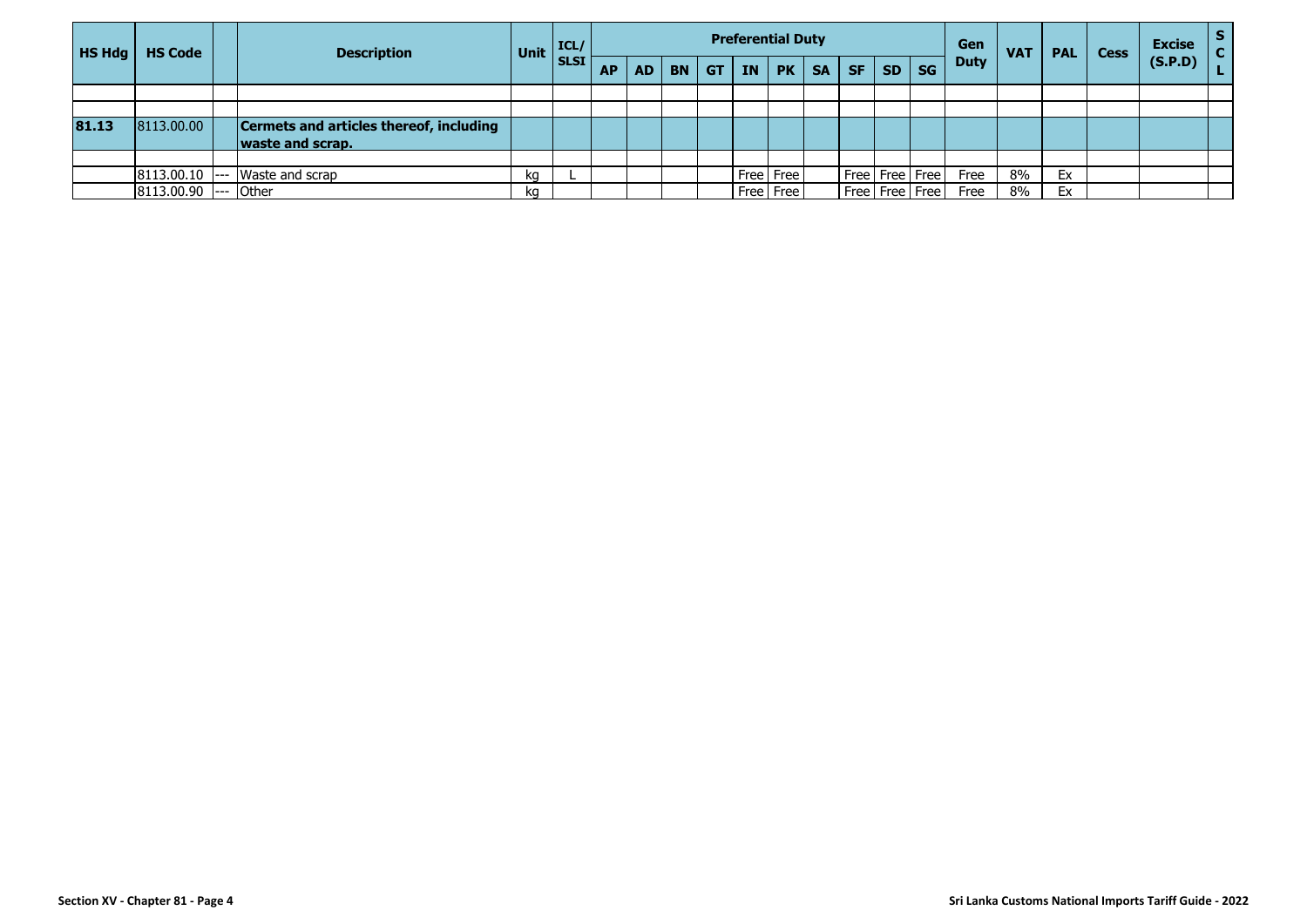| HS Hdg | HS Code | | Description | Unit | ICL/ SLSI | Preferential Duty | | | | | | | | | | Gen Duty | VAT | PAL | Cess | Excise (S.P.D) | S C L |
|---|---|---|---|---|---|---|---|---|---|---|---|---|---|---|---|---|---|---|---|---|---|
| | | | | | | AP | AD | BN | GT | IN | PK | SA | SF | SD | SG | | | | | | |
| | | | | | | | | | | | | | | | | | | | | | |
| | | | | | | | | | | | | | | | | | | | | | |
| **81.13** | 8113.00.00 | | **Cermets and articles thereof, including waste and scrap.** | | | | | | | | | | | | | | | | | | |
| | | | | | | | | | | | | | | | | | | | | | |
| | 8113.00.10 | --- | Waste and scrap | kg | L | | | | | Free | Free | | Free | Free | Free | Free | 8% | Ex | | | |
| | 8113.00.90 | --- | Other | kg | | | | | | Free | Free | | Free | Free | Free | Free | 8% | Ex | | | |